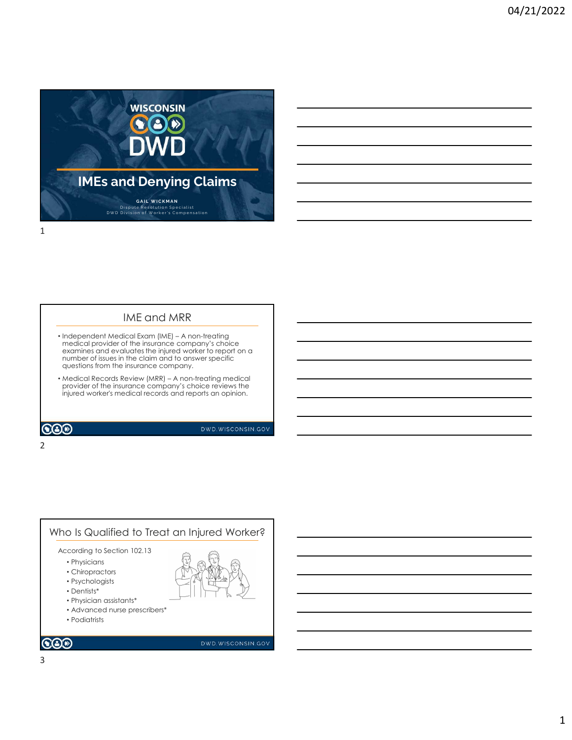# IMEs and Denying Claims

**GAIL WICKMAN**
Dispute Resolution Specialist
DWD Division of Worker's Compensation

## IME and MRR

- Independent Medical Exam (IME) – A non-treating medical provider of the insurance company's choice examines and evaluates the injured worker to report on a number of issues in the claim and to answer specific questions from the insurance company.
- Medical Records Review (MRR) – A non-treating medical provider of the insurance company's choice reviews the injured worker's medical records and reports an opinion.

## Who Is Qualified to Treat an Injured Worker?

According to Section 102.13

- Physicians
- Chiropractors
- Psychologists
- Dentists*
- Physician assistants*
- Advanced nurse prescribers*
- Podiatrists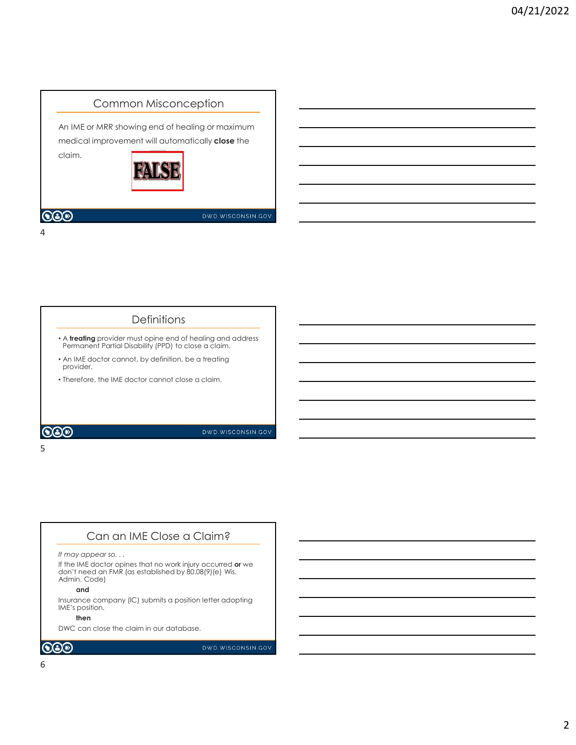## Common Misconception

An IME or MRR showing end of healing or maximum medical improvement will automatically **close** the claim.

FALSE

## Definitions

- A **treating** provider must opine end of healing and address Permanent Partial Disability (PPD) to close a claim.
- An IME doctor cannot, by definition, be a treating provider.
- Therefore, the IME doctor cannot close a claim.

## Can an IME Close a Claim?

*It may appear so. . .*

If the IME doctor opines that no work injury occurred **or** we don't need an FMR (as established by 80.08(9)(e) Wis. Admin. Code)

**and**

Insurance company (IC) submits a position letter adopting IME's position,

**then**

DWC can close the claim in our database.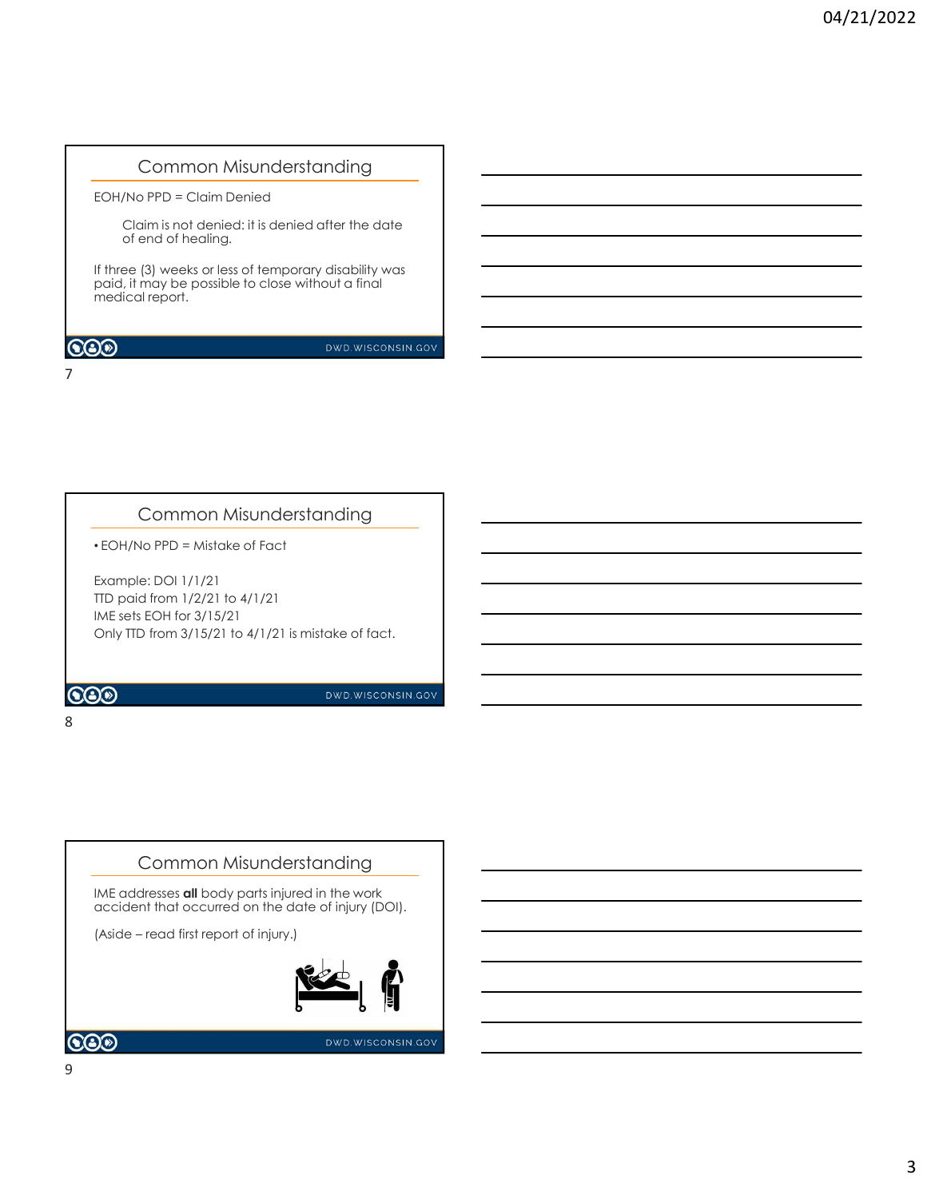## Common Misunderstanding

EOH/No PPD = Claim Denied

Claim is not denied: it is denied after the date of end of healing.

If three (3) weeks or less of temporary disability was paid, it may be possible to close without a final medical report.

## Common Misunderstanding

- EOH/No PPD = Mistake of Fact

Example: DOI 1/1/21
TTD paid from 1/2/21 to 4/1/21
IME sets EOH for 3/15/21
Only TTD from 3/15/21 to 4/1/21 is mistake of fact.

## Common Misunderstanding

IME addresses **all** body parts injured in the work accident that occurred on the date of injury (DOI).

(Aside – read first report of injury.)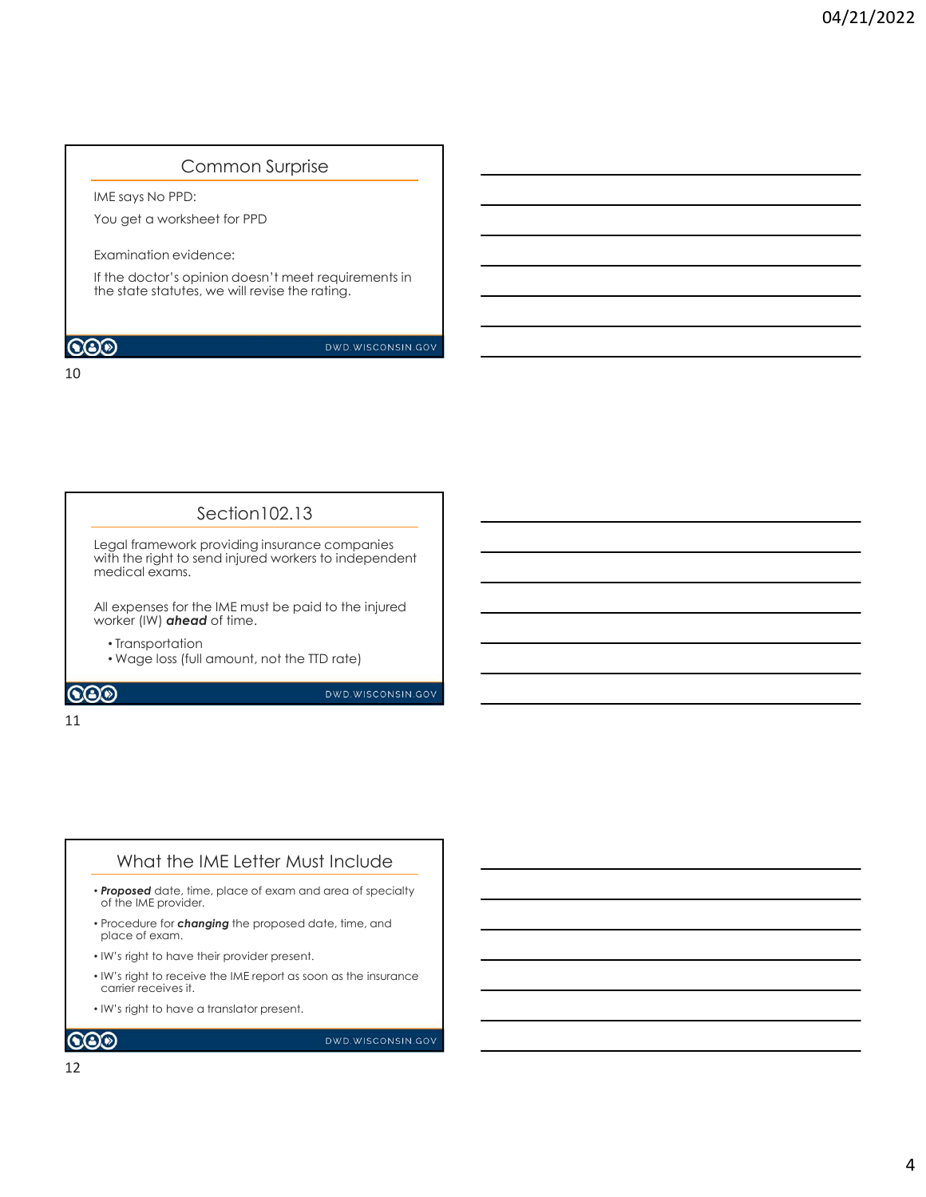## Common Surprise

IME says No PPD:

You get a worksheet for PPD

Examination evidence:

If the doctor's opinion doesn't meet requirements in the state statutes, we will revise the rating.

## Section102.13

Legal framework providing insurance companies with the right to send injured workers to independent medical exams.

All expenses for the IME must be paid to the injured worker (IW) ***ahead*** of time.

- Transportation
- Wage loss (full amount, not the TTD rate)

## What the IME Letter Must Include

- ***Proposed*** date, time, place of exam and area of specialty of the IME provider.
- Procedure for ***changing*** the proposed date, time, and place of exam.
- IW's right to have their provider present.
- IW's right to receive the IME report as soon as the insurance carrier receives it.
- IW's right to have a translator present.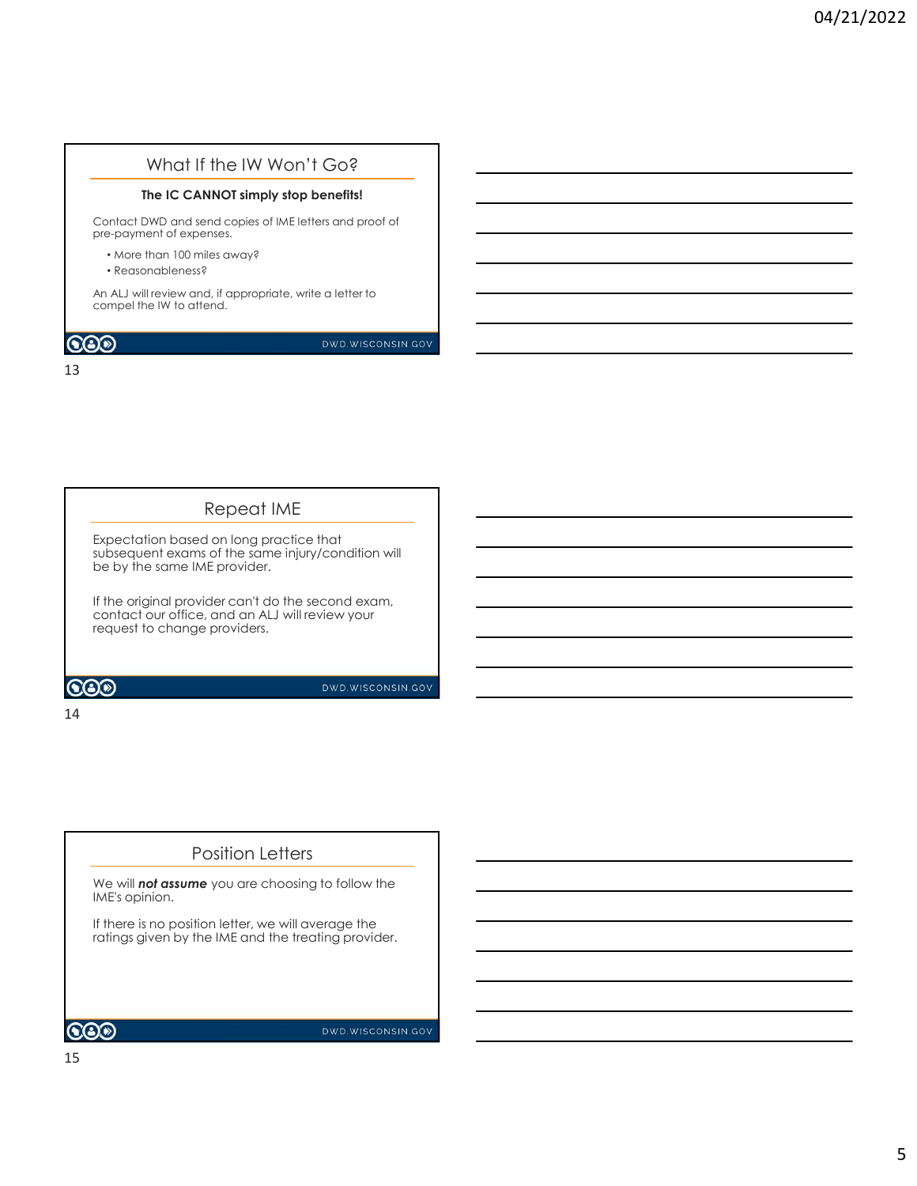## What If the IW Won't Go?

**The IC CANNOT simply stop benefits!**

Contact DWD and send copies of IME letters and proof of pre-payment of expenses.

- More than 100 miles away?
- Reasonableness?

An ALJ will review and, if appropriate, write a letter to compel the IW to attend.

DWD.WISCONSIN.GOV

## Repeat IME

Expectation based on long practice that subsequent exams of the same injury/condition will be by the same IME provider.

If the original provider can't do the second exam, contact our office, and an ALJ will review your request to change providers.

DWD.WISCONSIN.GOV

## Position Letters

We will ***not assume*** you are choosing to follow the IME's opinion.

If there is no position letter, we will average the ratings given by the IME and the treating provider.

DWD.WISCONSIN.GOV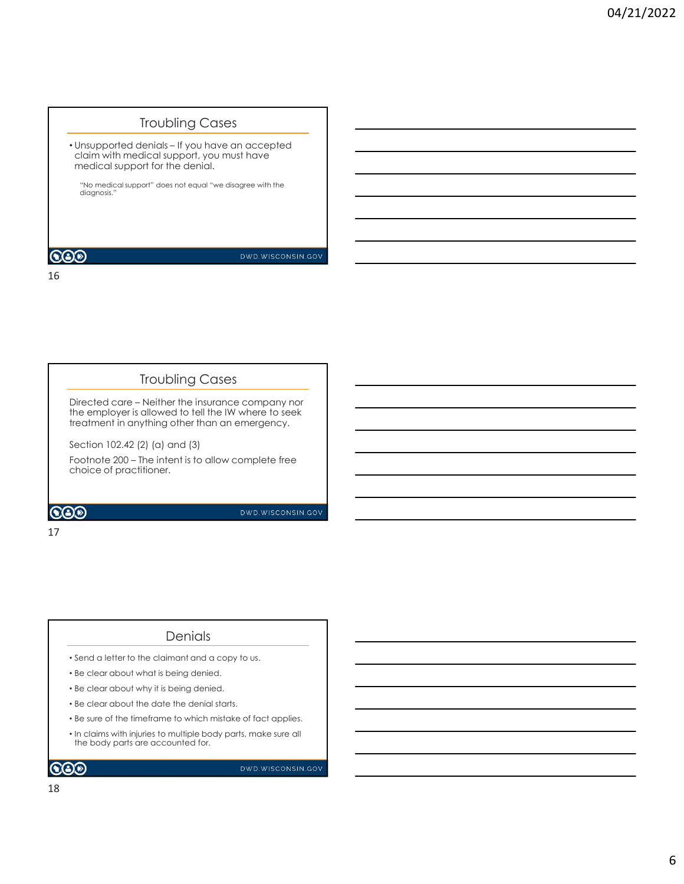## Troubling Cases

- Unsupported denials – If you have an accepted claim with medical support, you must have medical support for the denial.

  "No medical support" does not equal "we disagree with the diagnosis."

## Troubling Cases

Directed care – Neither the insurance company nor the employer is allowed to tell the IW where to seek treatment in anything other than an emergency.

Section 102.42 (2) (a) and (3)

Footnote 200 – The intent is to allow complete free choice of practitioner.

## Denials

- Send a letter to the claimant and a copy to us.
- Be clear about what is being denied.
- Be clear about why it is being denied.
- Be clear about the date the denial starts.
- Be sure of the timeframe to which mistake of fact applies.
- In claims with injuries to multiple body parts, make sure all the body parts are accounted for.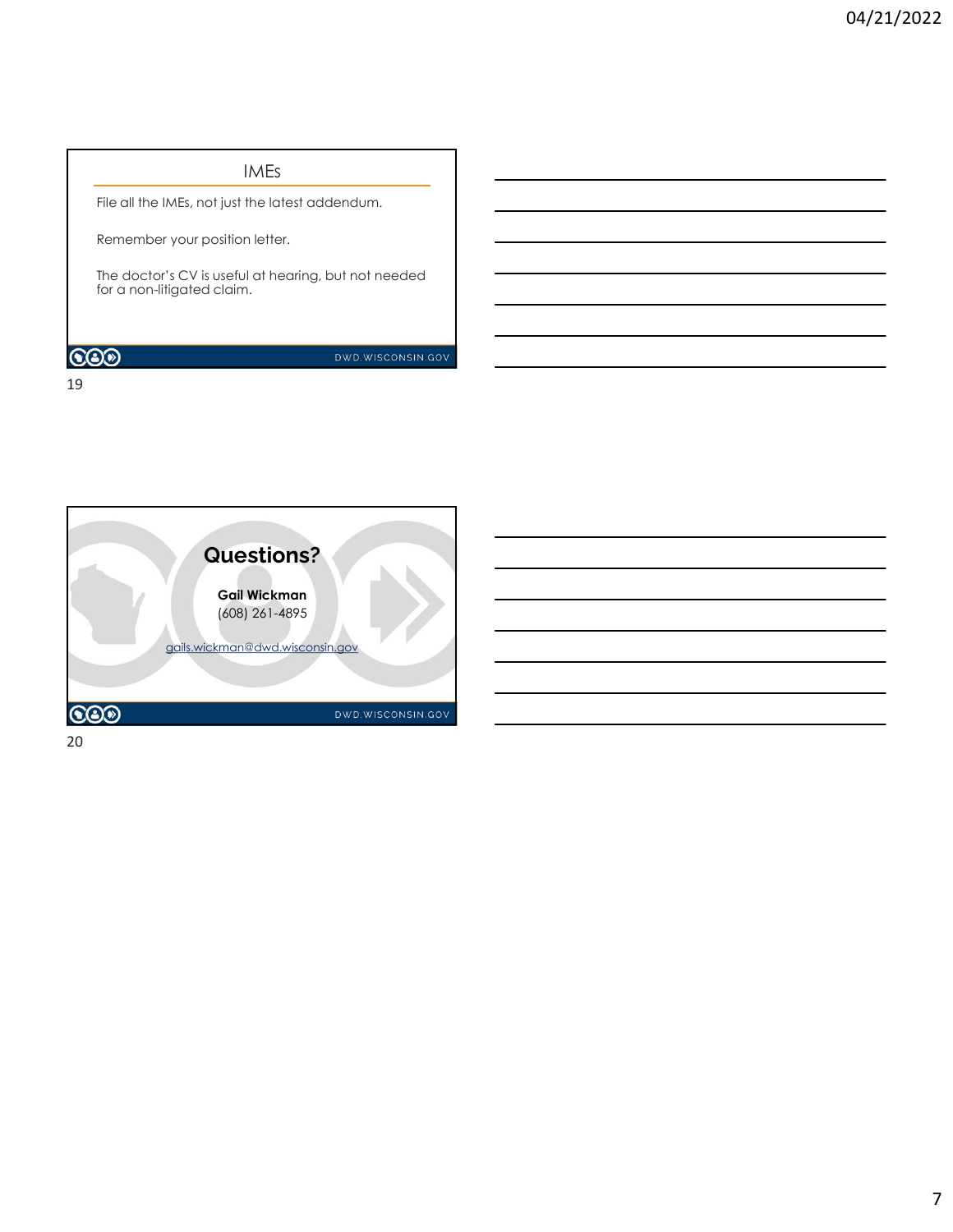## IMEs

File all the IMEs, not just the latest addendum.

Remember your position letter.

The doctor's CV is useful at hearing, but not needed for a non-litigated claim.

## Questions?

**Gail Wickman**
(608) 261-4895

gails.wickman@dwd.wisconsin.gov